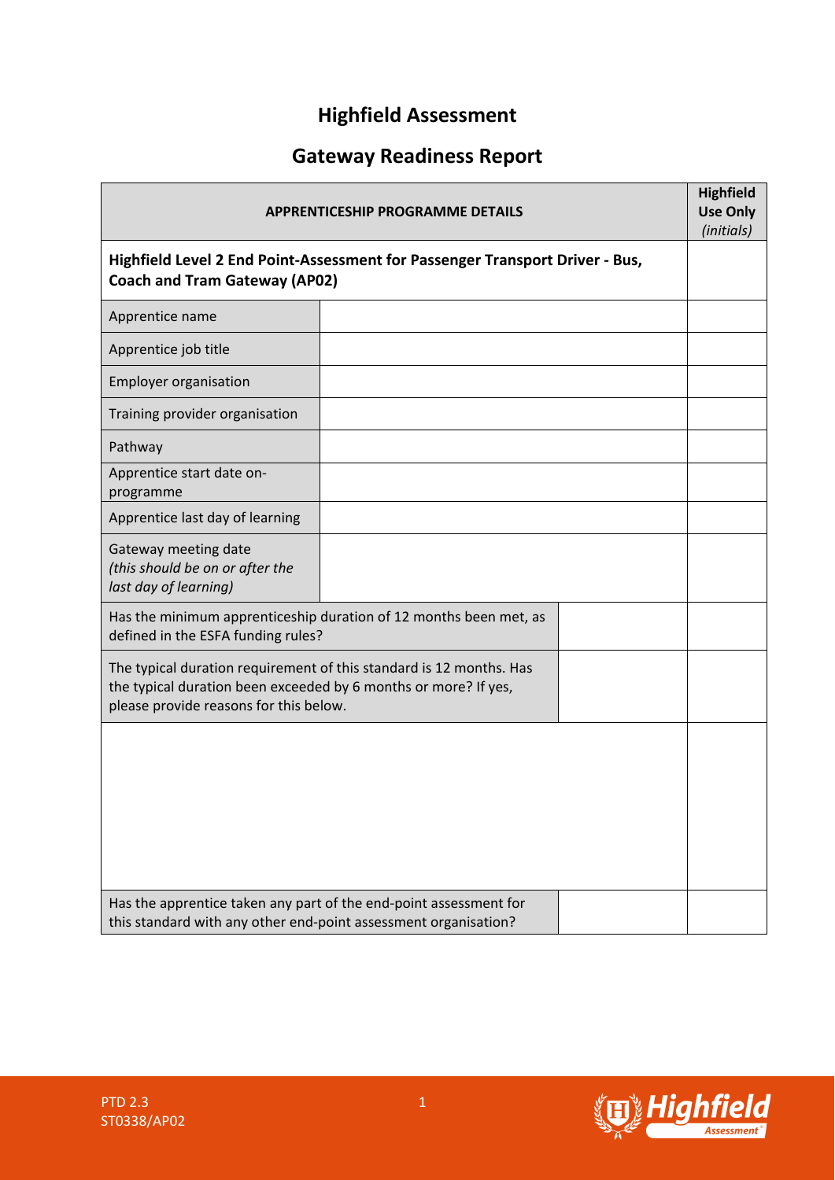# Highfield Assessment

## Gateway Readiness Report

| APPRENTICESHIP PROGRAMME DETAILS | | | Highfield Use Only *(initials)* |
|---|---|---|---|
| **Highfield Level 2 End Point-Assessment for Passenger Transport Driver - Bus, Coach and Tram Gateway (AP02)** | | | |
| Apprentice name | | | |
| Apprentice job title | | | |
| Employer organisation | | | |
| Training provider organisation | | | |
| Pathway | | | |
| Apprentice start date on-programme | | | |
| Apprentice last day of learning | | | |
| Gateway meeting date *(this should be on or after the last day of learning)* | | | |
| Has the minimum apprenticeship duration of 12 months been met, as defined in the ESFA funding rules? | | | |
| The typical duration requirement of this standard is 12 months. Has the typical duration been exceeded by 6 months or more? If yes, please provide reasons for this below. | | | |
| | | | |
| Has the apprentice taken any part of the end-point assessment for this standard with any other end-point assessment organisation? | | | |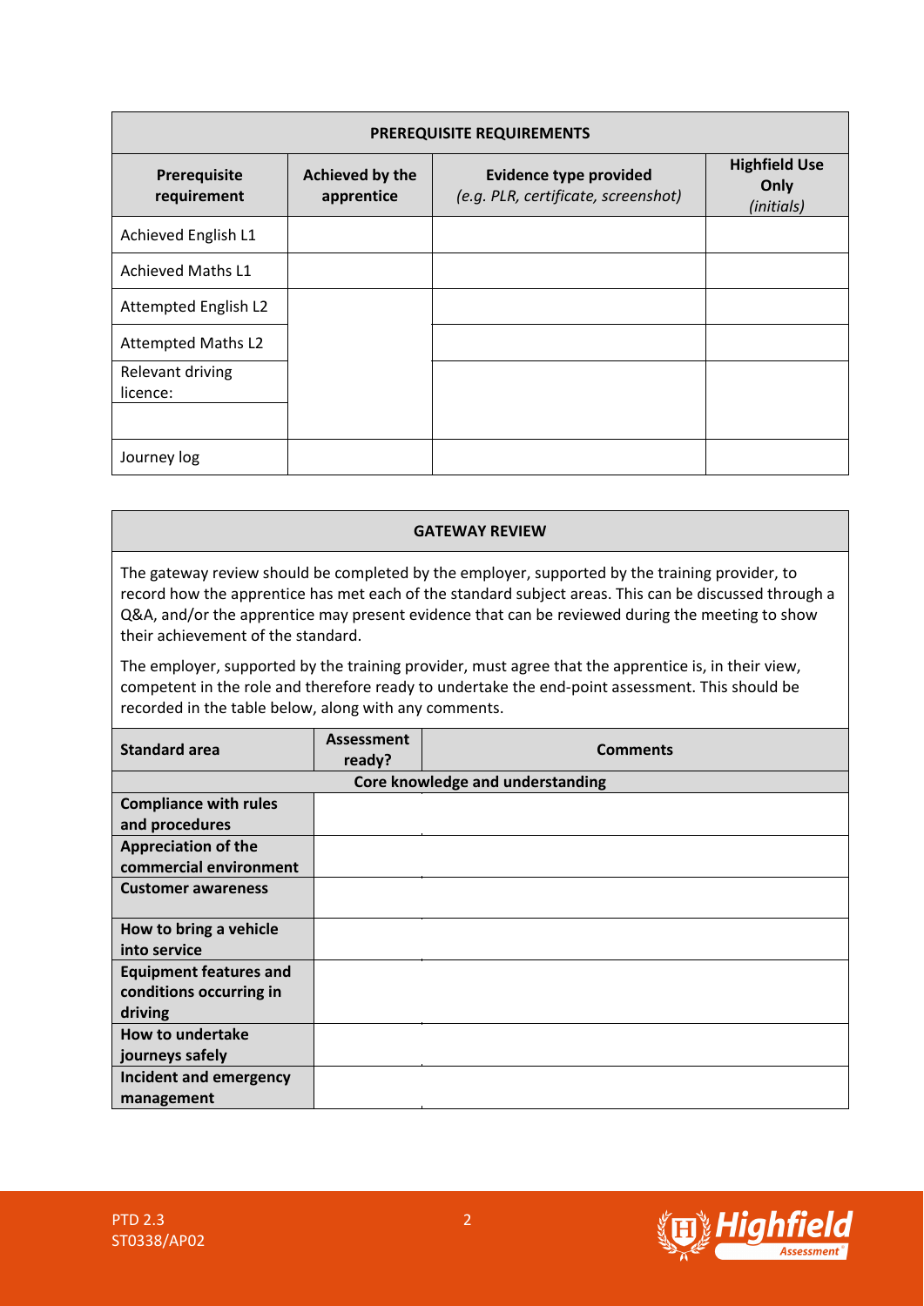| PREREQUISITE REQUIREMENTS | | | |
|---|---|---|---|
| **Prerequisite requirement** | **Achieved by the apprentice** | **Evidence type provided** *(e.g. PLR, certificate, screenshot)* | **Highfield Use Only** *(initials)* |
| Achieved English L1 | | | |
| Achieved Maths L1 | | | |
| Attempted English L2 | | | |
| Attempted Maths L2 | | | |
| Relevant driving licence: | | | |
| | | | |
| Journey log | | | |

| GATEWAY REVIEW |
|---|
| The gateway review should be completed by the employer, supported by the training provider, to record how the apprentice has met each of the standard subject areas. This can be discussed through a Q&A, and/or the apprentice may present evidence that can be reviewed during the meeting to show their achievement of the standard. |
| The employer, supported by the training provider, must agree that the apprentice is, in their view, competent in the role and therefore ready to undertake the end-point assessment. This should be recorded in the table below, along with any comments. |

| Standard area | Assessment ready? | Comments |
|---|---|---|
| **Core knowledge and understanding** | | |
| **Compliance with rules and procedures** | | |
| **Appreciation of the commercial environment** | | |
| **Customer awareness** | | |
| **How to bring a vehicle into service** | | |
| **Equipment features and conditions occurring in driving** | | |
| **How to undertake journeys safely** | | |
| **Incident and emergency management** | | |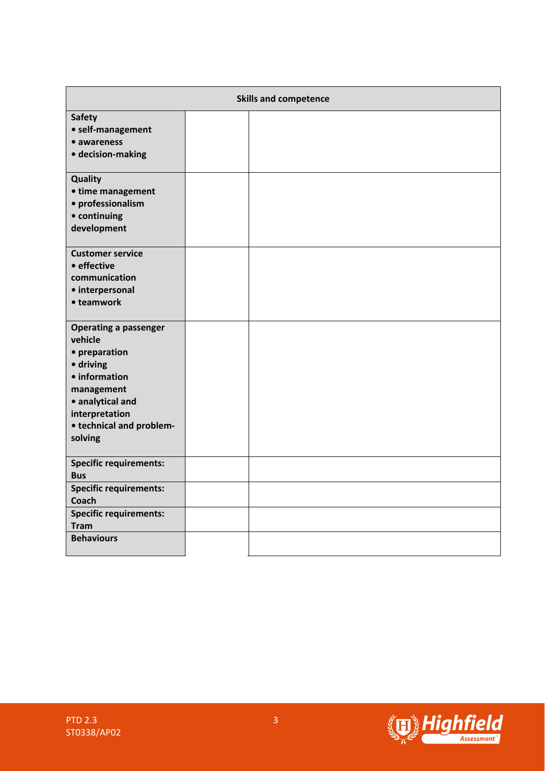| Skills and competence | | |
|---|---|---|
| **Safety**<br>**• self-management**<br>**• awareness**<br>**• decision-making** | | |
| **Quality**<br>**• time management**<br>**• professionalism**<br>**• continuing development** | | |
| **Customer service**<br>**• effective communication**<br>**• interpersonal**<br>**• teamwork** | | |
| **Operating a passenger vehicle**<br>**• preparation**<br>**• driving**<br>**• information management**<br>**• analytical and interpretation**<br>**• technical and problem-solving** | | |
| **Specific requirements: Bus** | | |
| **Specific requirements: Coach** | | |
| **Specific requirements: Tram** | | |
| **Behaviours** | | |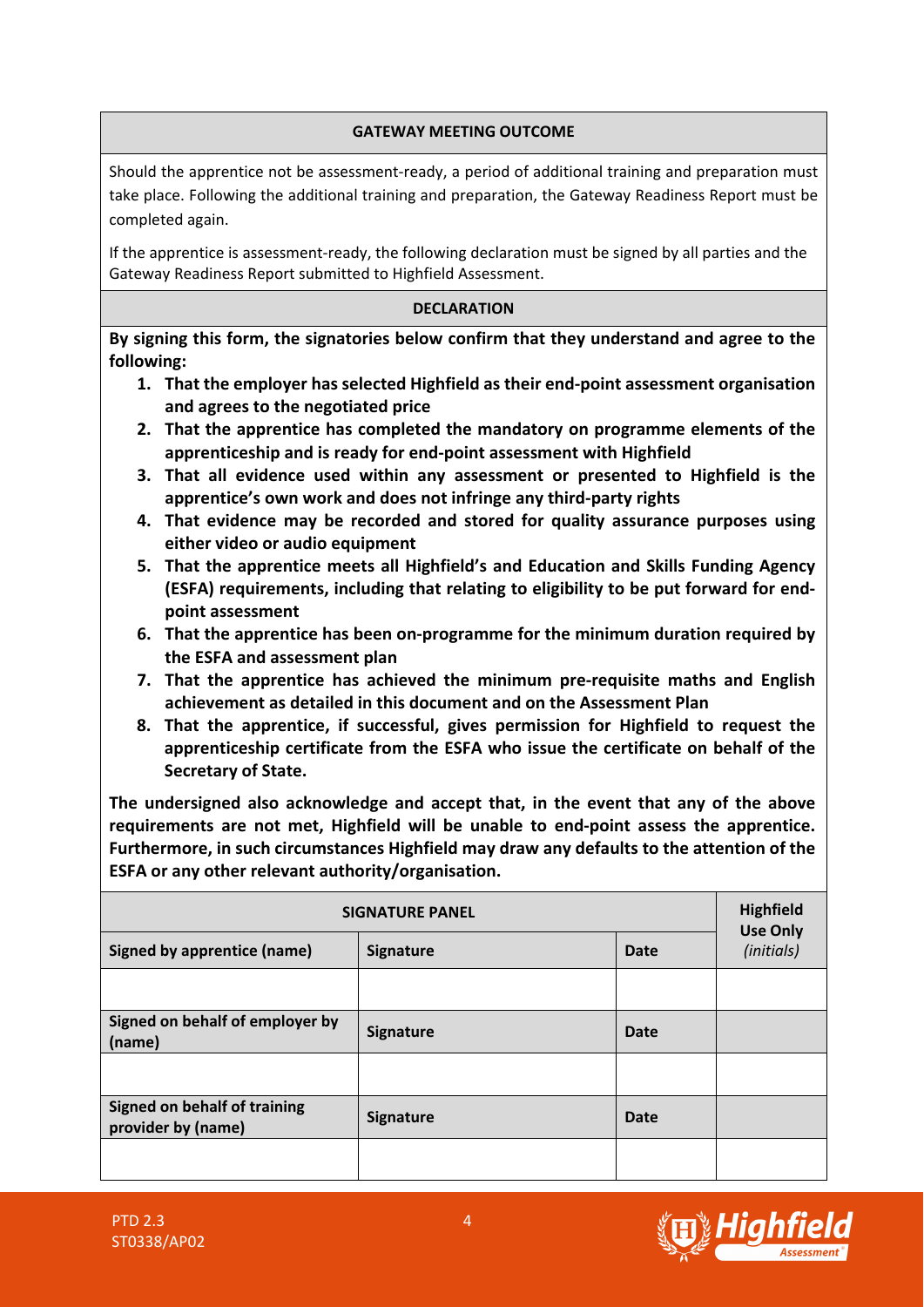## GATEWAY MEETING OUTCOME

Should the apprentice not be assessment-ready, a period of additional training and preparation must take place. Following the additional training and preparation, the Gateway Readiness Report must be completed again.

If the apprentice is assessment-ready, the following declaration must be signed by all parties and the Gateway Readiness Report submitted to Highfield Assessment.

## DECLARATION

**By signing this form, the signatories below confirm that they understand and agree to the following:**

1. **That the employer has selected Highfield as their end-point assessment organisation and agrees to the negotiated price**
2. **That the apprentice has completed the mandatory on programme elements of the apprenticeship and is ready for end-point assessment with Highfield**
3. **That all evidence used within any assessment or presented to Highfield is the apprentice's own work and does not infringe any third-party rights**
4. **That evidence may be recorded and stored for quality assurance purposes using either video or audio equipment**
5. **That the apprentice meets all Highfield's and Education and Skills Funding Agency (ESFA) requirements, including that relating to eligibility to be put forward for end-point assessment**
6. **That the apprentice has been on-programme for the minimum duration required by the ESFA and assessment plan**
7. **That the apprentice has achieved the minimum pre-requisite maths and English achievement as detailed in this document and on the Assessment Plan**
8. **That the apprentice, if successful, gives permission for Highfield to request the apprenticeship certificate from the ESFA who issue the certificate on behalf of the Secretary of State.**

**The undersigned also acknowledge and accept that, in the event that any of the above requirements are not met, Highfield will be unable to end-point assess the apprentice. Furthermore, in such circumstances Highfield may draw any defaults to the attention of the ESFA or any other relevant authority/organisation.**

| SIGNATURE PANEL | | | Highfield Use Only *(initials)* |
|---|---|---|---|
| **Signed by apprentice (name)** | **Signature** | **Date** | |
| | | | |
| **Signed on behalf of employer by (name)** | **Signature** | **Date** | |
| | | | |
| **Signed on behalf of training provider by (name)** | **Signature** | **Date** | |
| | | | |

PTD 2.3
ST0338/AP02